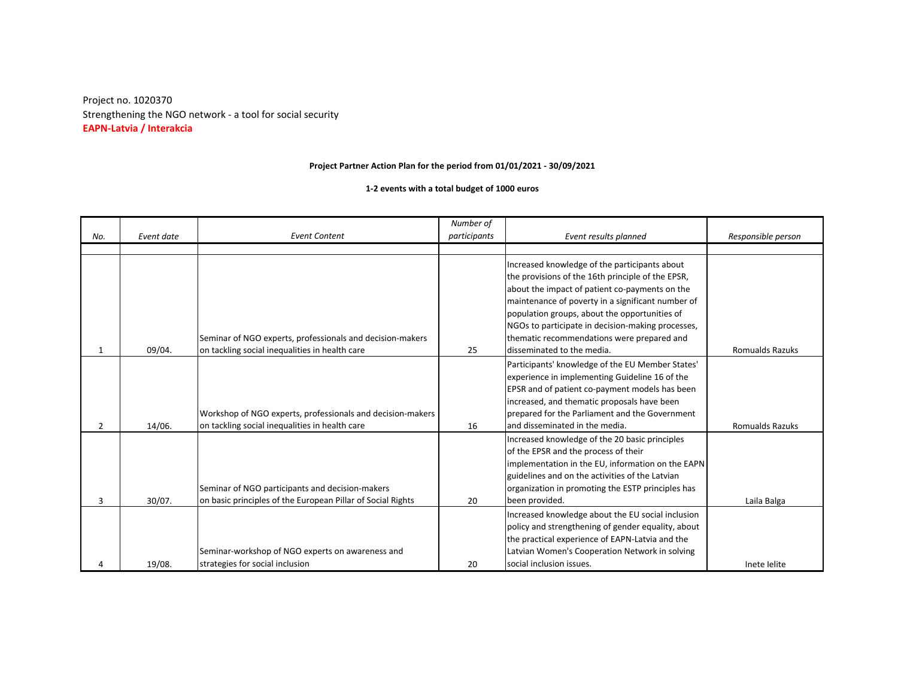Project no. 1020370
Strengthening the NGO network - a tool for social security
**EAPN-Latvia / Interakcia**

**Project Partner Action Plan for the period from 01/01/2021 - 30/09/2021**

**1-2 events with a total budget of 1000 euros**

| *No.* | *Event date* | *Event Content* | *Number of participants* | *Event results planned* | *Responsible person* |
|---|---|---|---|---|---|
| 1 | 09/04. | Seminar of NGO experts, professionals and decision-makers on tackling social inequalities in health care | 25 | Increased knowledge of the participants about the provisions of the 16th principle of the EPSR, about the impact of patient co-payments on the maintenance of poverty in a significant number of population groups, about the opportunities of NGOs to participate in decision-making processes, thematic recommendations were prepared and disseminated to the media. | Romualds Razuks |
| 2 | 14/06. | Workshop of NGO experts, professionals and decision-makers on tackling social inequalities in health care | 16 | Participants' knowledge of the EU Member States' experience in implementing Guideline 16 of the EPSR and of patient co-payment models has been increased, and thematic proposals have been prepared for the Parliament and the Government and disseminated in the media. | Romualds Razuks |
| 3 | 30/07. | Seminar of NGO participants and decision-makers on basic principles of the European Pillar of Social Rights | 20 | Increased knowledge of the 20 basic principles of the EPSR and the process of their implementation in the EU, information on the EAPN guidelines and on the activities of the Latvian organization in promoting the ESTP principles has been provided. | Laila Balga |
| 4 | 19/08. | Seminar-workshop of NGO experts on awareness and strategies for social inclusion | 20 | Increased knowledge about the EU social inclusion policy and strengthening of gender equality, about the practical experience of EAPN-Latvia and the Latvian Women's Cooperation Network in solving social inclusion issues. | Inete Ielite |